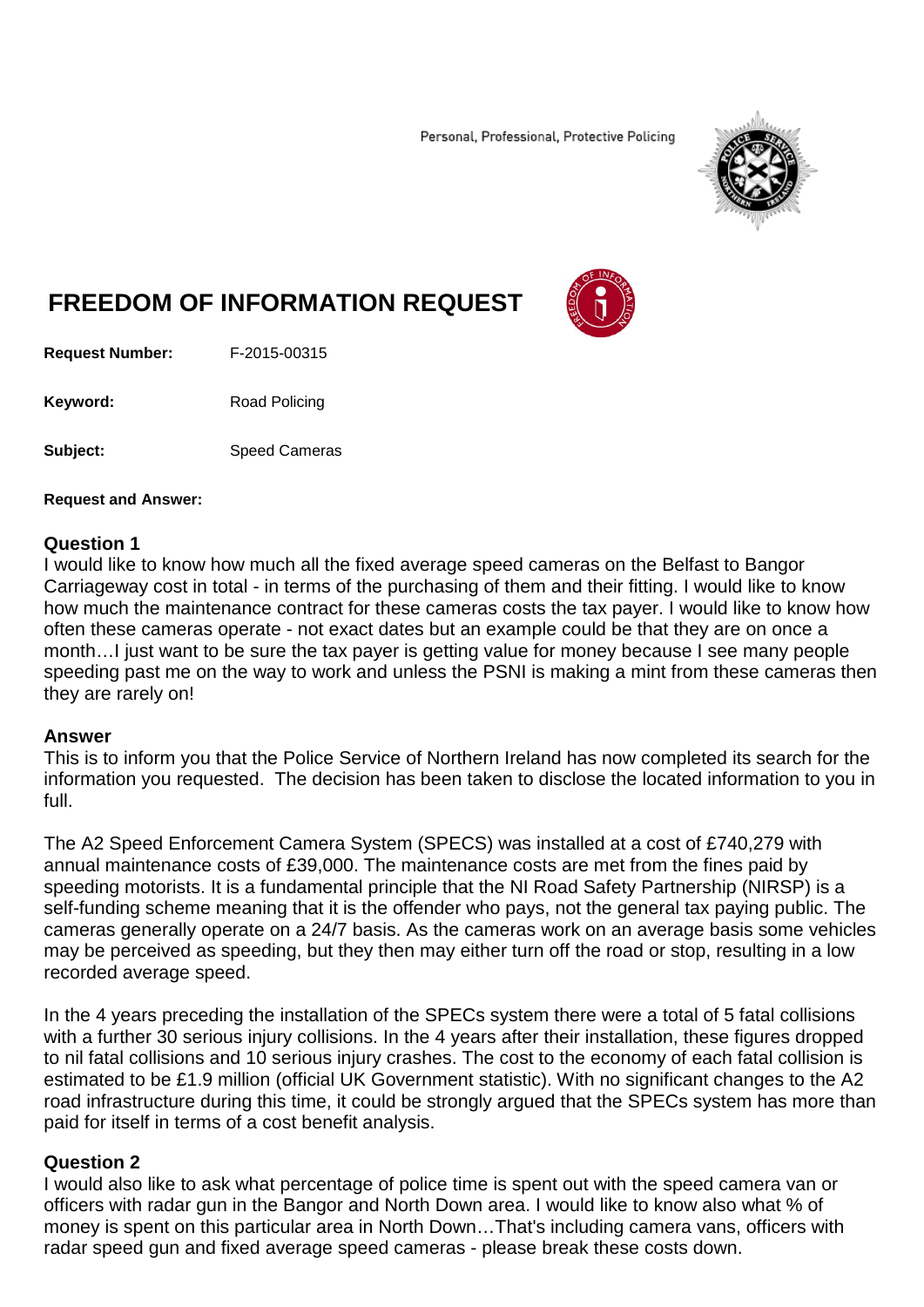Personal, Professional, Protective Policing

# FREEDOM OF INFORMATION REQUEST

**Request Number:** F-2015-00315

**Keyword:** Road Policing

**Subject:** Speed Cameras

**Request and Answer:**

## Question 1

I would like to know how much all the fixed average speed cameras on the Belfast to Bangor Carriageway cost in total - in terms of the purchasing of them and their fitting. I would like to know how much the maintenance contract for these cameras costs the tax payer. I would like to know how often these cameras operate - not exact dates but an example could be that they are on once a month…I just want to be sure the tax payer is getting value for money because I see many people speeding past me on the way to work and unless the PSNI is making a mint from these cameras then they are rarely on!

## Answer

This is to inform you that the Police Service of Northern Ireland has now completed its search for the information you requested. The decision has been taken to disclose the located information to you in full.

The A2 Speed Enforcement Camera System (SPECS) was installed at a cost of £740,279 with annual maintenance costs of £39,000. The maintenance costs are met from the fines paid by speeding motorists. It is a fundamental principle that the NI Road Safety Partnership (NIRSP) is a self-funding scheme meaning that it is the offender who pays, not the general tax paying public. The cameras generally operate on a 24/7 basis. As the cameras work on an average basis some vehicles may be perceived as speeding, but they then may either turn off the road or stop, resulting in a low recorded average speed.

In the 4 years preceding the installation of the SPECs system there were a total of 5 fatal collisions with a further 30 serious injury collisions. In the 4 years after their installation, these figures dropped to nil fatal collisions and 10 serious injury crashes. The cost to the economy of each fatal collision is estimated to be £1.9 million (official UK Government statistic). With no significant changes to the A2 road infrastructure during this time, it could be strongly argued that the SPECs system has more than paid for itself in terms of a cost benefit analysis.

## Question 2

I would also like to ask what percentage of police time is spent out with the speed camera van or officers with radar gun in the Bangor and North Down area. I would like to know also what % of money is spent on this particular area in North Down…That's including camera vans, officers with radar speed gun and fixed average speed cameras - please break these costs down.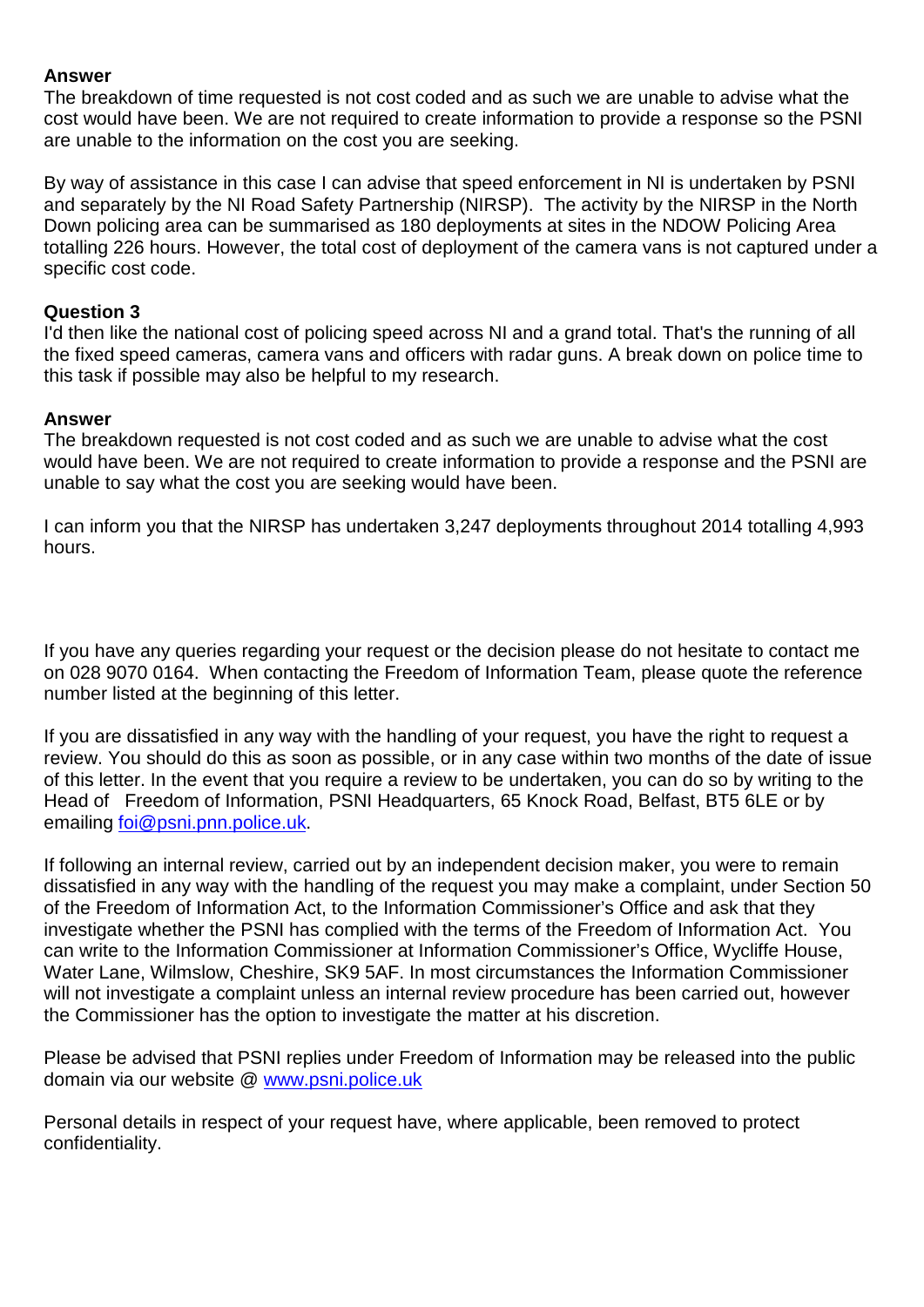**Answer**

The breakdown of time requested is not cost coded and as such we are unable to advise what the cost would have been. We are not required to create information to provide a response so the PSNI are unable to the information on the cost you are seeking.

By way of assistance in this case I can advise that speed enforcement in NI is undertaken by PSNI and separately by the NI Road Safety Partnership (NIRSP). The activity by the NIRSP in the North Down policing area can be summarised as 180 deployments at sites in the NDOW Policing Area totalling 226 hours. However, the total cost of deployment of the camera vans is not captured under a specific cost code.

**Question 3**

I'd then like the national cost of policing speed across NI and a grand total. That's the running of all the fixed speed cameras, camera vans and officers with radar guns. A break down on police time to this task if possible may also be helpful to my research.

**Answer**

The breakdown requested is not cost coded and as such we are unable to advise what the cost would have been. We are not required to create information to provide a response and the PSNI are unable to say what the cost you are seeking would have been.

I can inform you that the NIRSP has undertaken 3,247 deployments throughout 2014 totalling 4,993 hours.

If you have any queries regarding your request or the decision please do not hesitate to contact me on 028 9070 0164. When contacting the Freedom of Information Team, please quote the reference number listed at the beginning of this letter.

If you are dissatisfied in any way with the handling of your request, you have the right to request a review. You should do this as soon as possible, or in any case within two months of the date of issue of this letter. In the event that you require a review to be undertaken, you can do so by writing to the Head of Freedom of Information, PSNI Headquarters, 65 Knock Road, Belfast, BT5 6LE or by emailing foi@psni.pnn.police.uk.

If following an internal review, carried out by an independent decision maker, you were to remain dissatisfied in any way with the handling of the request you may make a complaint, under Section 50 of the Freedom of Information Act, to the Information Commissioner's Office and ask that they investigate whether the PSNI has complied with the terms of the Freedom of Information Act. You can write to the Information Commissioner at Information Commissioner's Office, Wycliffe House, Water Lane, Wilmslow, Cheshire, SK9 5AF. In most circumstances the Information Commissioner will not investigate a complaint unless an internal review procedure has been carried out, however the Commissioner has the option to investigate the matter at his discretion.

Please be advised that PSNI replies under Freedom of Information may be released into the public domain via our website @ www.psni.police.uk

Personal details in respect of your request have, where applicable, been removed to protect confidentiality.